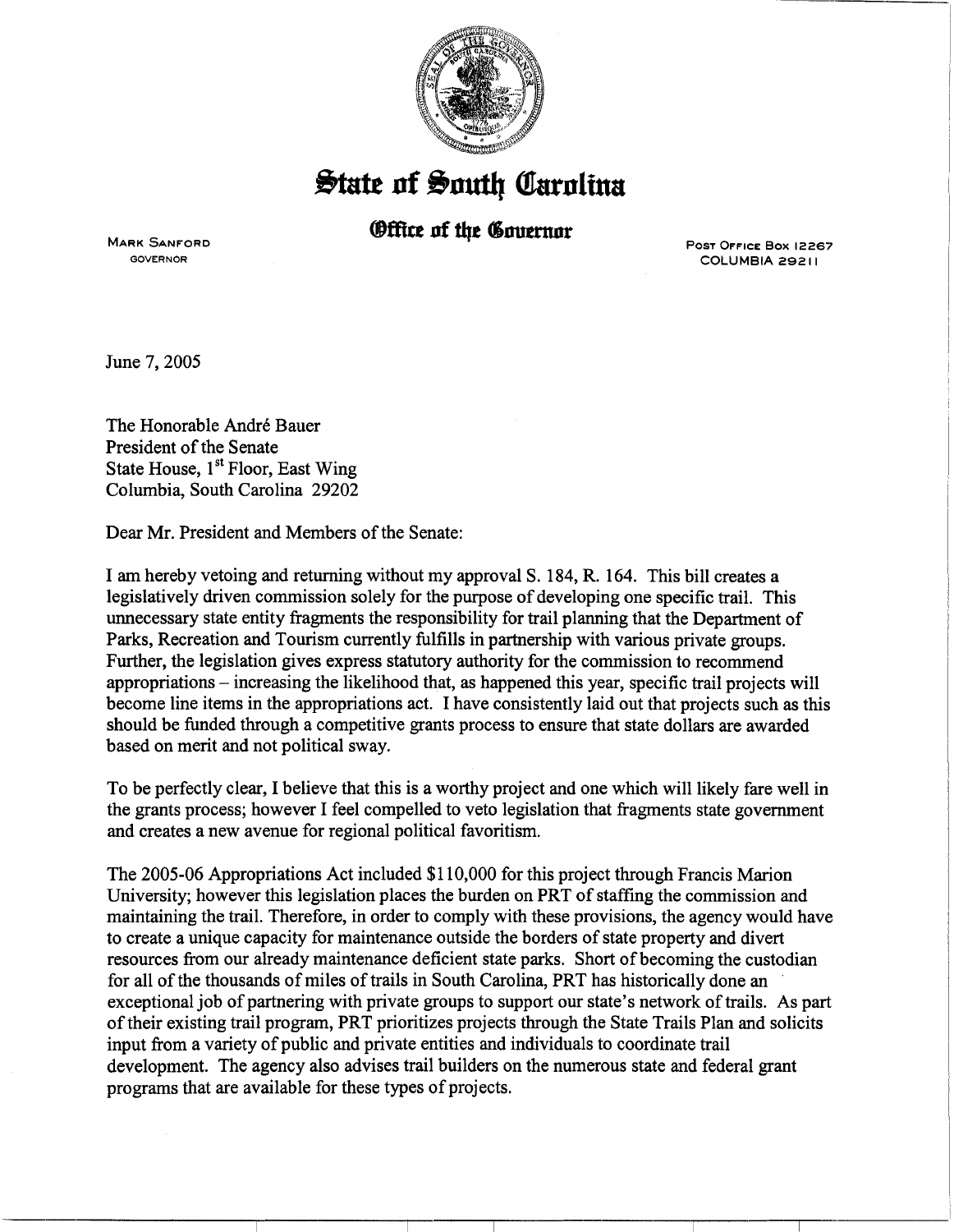# State of South Carolina

## Office of the Governor

MARK SANFORD
GOVERNOR

POST OFFICE BOX 12267
COLUMBIA 29211

June 7, 2005

The Honorable André Bauer
President of the Senate
State House, 1st Floor, East Wing
Columbia, South Carolina 29202

Dear Mr. President and Members of the Senate:

I am hereby vetoing and returning without my approval S. 184, R. 164. This bill creates a legislatively driven commission solely for the purpose of developing one specific trail. This unnecessary state entity fragments the responsibility for trail planning that the Department of Parks, Recreation and Tourism currently fulfills in partnership with various private groups. Further, the legislation gives express statutory authority for the commission to recommend appropriations – increasing the likelihood that, as happened this year, specific trail projects will become line items in the appropriations act. I have consistently laid out that projects such as this should be funded through a competitive grants process to ensure that state dollars are awarded based on merit and not political sway.

To be perfectly clear, I believe that this is a worthy project and one which will likely fare well in the grants process; however I feel compelled to veto legislation that fragments state government and creates a new avenue for regional political favoritism.

The 2005-06 Appropriations Act included $110,000 for this project through Francis Marion University; however this legislation places the burden on PRT of staffing the commission and maintaining the trail. Therefore, in order to comply with these provisions, the agency would have to create a unique capacity for maintenance outside the borders of state property and divert resources from our already maintenance deficient state parks. Short of becoming the custodian for all of the thousands of miles of trails in South Carolina, PRT has historically done an exceptional job of partnering with private groups to support our state's network of trails. As part of their existing trail program, PRT prioritizes projects through the State Trails Plan and solicits input from a variety of public and private entities and individuals to coordinate trail development. The agency also advises trail builders on the numerous state and federal grant programs that are available for these types of projects.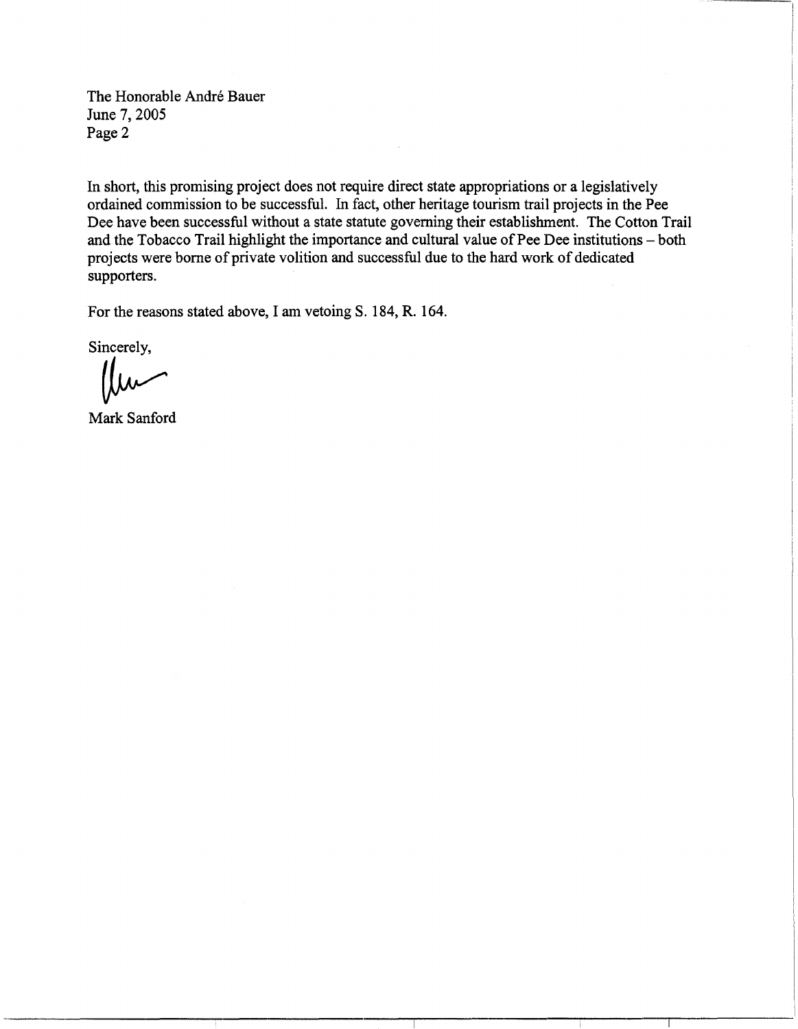The Honorable André Bauer
June 7, 2005
Page 2

In short, this promising project does not require direct state appropriations or a legislatively ordained commission to be successful. In fact, other heritage tourism trail projects in the Pee Dee have been successful without a state statute governing their establishment. The Cotton Trail and the Tobacco Trail highlight the importance and cultural value of Pee Dee institutions – both projects were borne of private volition and successful due to the hard work of dedicated supporters.

For the reasons stated above, I am vetoing S. 184, R. 164.

Sincerely,

Mark Sanford